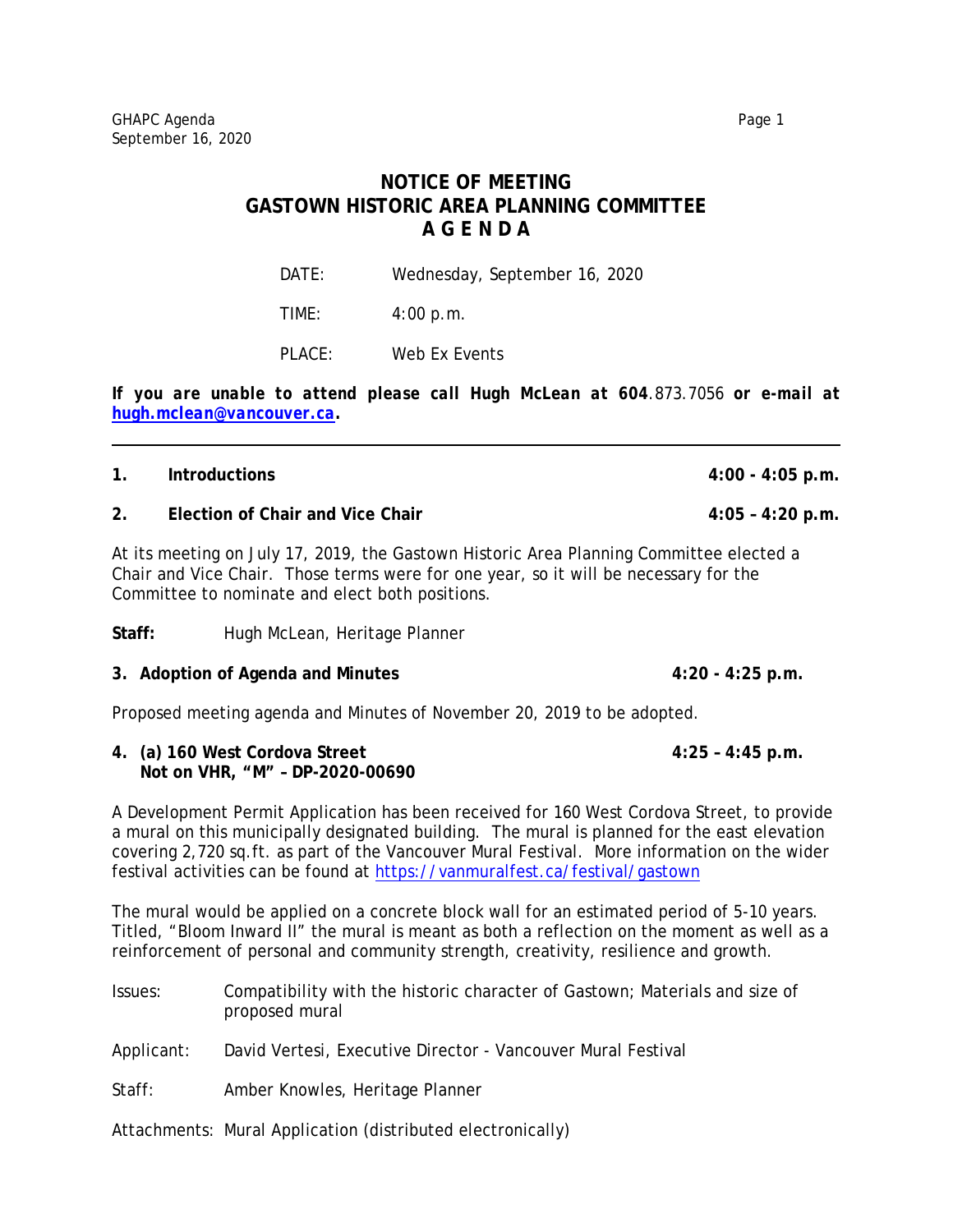# NOTICE OF MEETING
# GASTOWN HISTORIC AREA PLANNING COMMITTEE
# A G E N D A

DATE: Wednesday, September 16, 2020

TIME: 4:00 p.m.

PLACE: Web Ex Events

***If you are unable to attend please call Hugh McLean at 604*.873.7056 *or e-mail at [hugh.mclean@vancouver.ca](mailto:hugh.mclean@vancouver.ca).***

---

**1. Introductions** **4:00 - 4:05 p.m.**

**2. Election of Chair and Vice Chair** **4:05 – 4:20 p.m.**

At its meeting on July 17, 2019, the Gastown Historic Area Planning Committee elected a Chair and Vice Chair. Those terms were for one year, so it will be necessary for the Committee to nominate and elect both positions.

**Staff:** Hugh McLean, Heritage Planner

**3. Adoption of Agenda and Minutes** **4:20 - 4:25 p.m.**

Proposed meeting agenda and Minutes of November 20, 2019 to be adopted.

**4. (a) 160 West Cordova Street** **4:25 – 4:45 p.m.**
**Not on VHR, "M" – DP-2020-00690**

A Development Permit Application has been received for 160 West Cordova Street, to provide a mural on this municipally designated building. The mural is planned for the east elevation covering 2,720 sq.ft. as part of the Vancouver Mural Festival. More information on the wider festival activities can be found at [https://vanmuralfest.ca/festival/gastown](https://vanmuralfest.ca/festival/gastown)

The mural would be applied on a concrete block wall for an estimated period of 5-10 years. Titled, "Bloom Inward II" the mural is meant as both a reflection on the moment as well as a reinforcement of personal and community strength, creativity, resilience and growth.

Issues: Compatibility with the historic character of Gastown; Materials and size of proposed mural

Applicant: David Vertesi, Executive Director - Vancouver Mural Festival

Staff: Amber Knowles, Heritage Planner

Attachments: Mural Application (distributed electronically)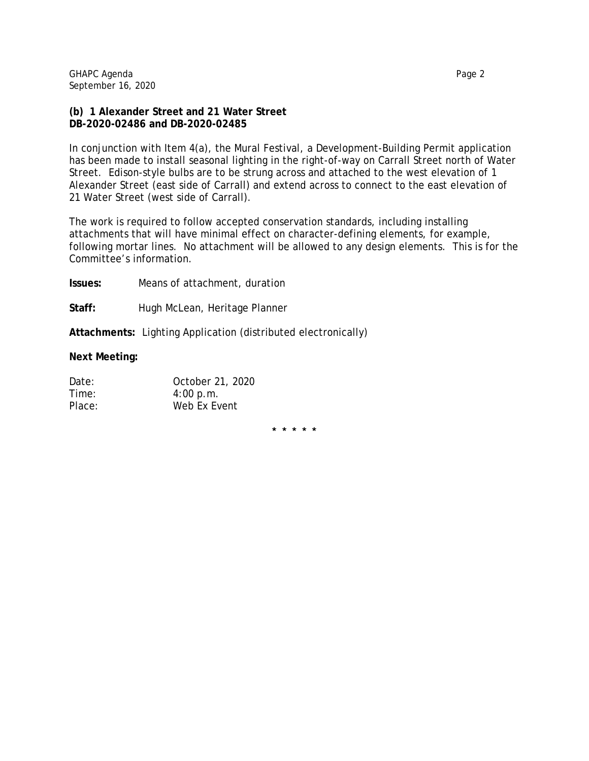**(b) 1 Alexander Street and 21 Water Street**
**DB-2020-02486 and DB-2020-02485**

In conjunction with Item 4(a), the Mural Festival, a Development-Building Permit application has been made to install seasonal lighting in the right-of-way on Carrall Street north of Water Street. Edison-style bulbs are to be strung across and attached to the west elevation of 1 Alexander Street (east side of Carrall) and extend across to connect to the east elevation of 21 Water Street (west side of Carrall).

The work is required to follow accepted conservation standards, including installing attachments that will have minimal effect on character-defining elements, for example, following mortar lines. No attachment will be allowed to any design elements. This is for the Committee's information.

**Issues:** Means of attachment, duration

**Staff:** Hugh McLean, Heritage Planner

**Attachments:** Lighting Application (distributed electronically)

**Next Meeting:**

| | |
|---|---|
| Date: | October 21, 2020 |
| Time: | 4:00 p.m. |
| Place: | Web Ex Event |

\* \* \* \* \*